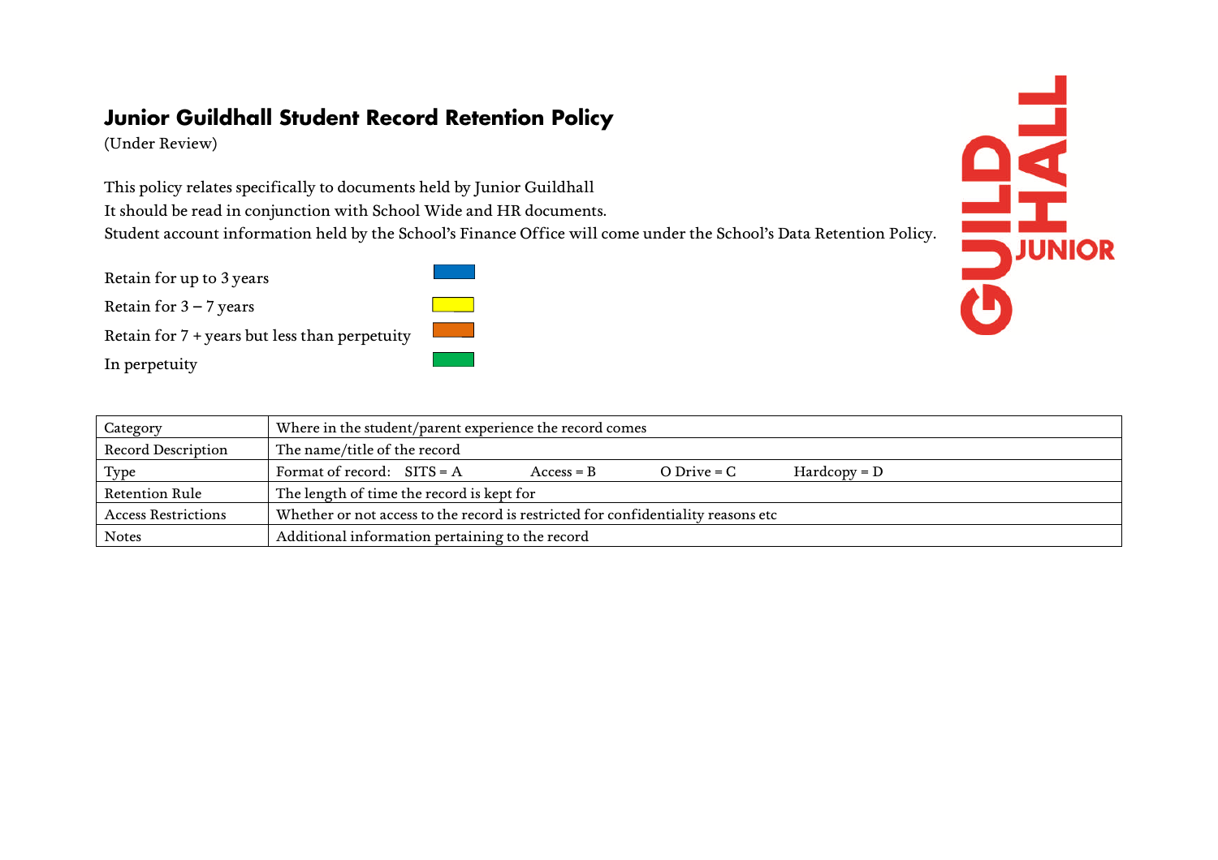# Junior Guildhall Student Record Retention Policy

(Under Review)

This policy relates specifically to documents held by Junior Guildhall
It should be read in conjunction with School Wide and HR documents.
Student account information held by the School's Finance Office will come under the School's Data Retention Policy.

Retain for up to 3 years

Retain for 3 – 7 years

Retain for 7 + years but less than perpetuity

In perpetuity

| | |
|---|---|
| Category | Where in the student/parent experience the record comes |
| Record Description | The name/title of the record |
| Type | Format of record: SITS = A Access = B O Drive = C Hardcopy = D |
| Retention Rule | The length of time the record is kept for |
| Access Restrictions | Whether or not access to the record is restricted for confidentiality reasons etc |
| Notes | Additional information pertaining to the record |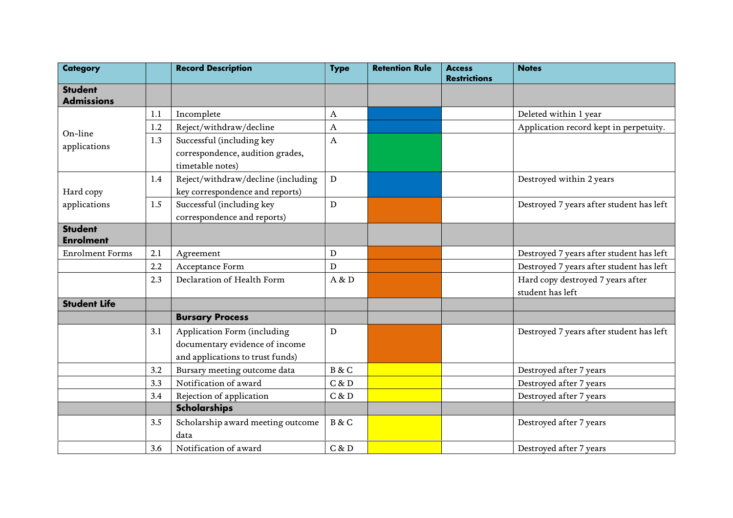| Category | | Record Description | Type | Retention Rule | Access Restrictions | Notes |
|---|---|---|---|---|---|---|
| **Student Admissions** | | | | | | |
| On-line applications | 1.1 | Incomplete | A | | | Deleted within 1 year |
| | 1.2 | Reject/withdraw/decline | A | | | Application record kept in perpetuity. |
| | 1.3 | Successful (including key correspondence, audition grades, timetable notes) | A | | | |
| Hard copy applications | 1.4 | Reject/withdraw/decline (including key correspondence and reports) | D | | | Destroyed within 2 years |
| | 1.5 | Successful (including key correspondence and reports) | D | | | Destroyed 7 years after student has left |
| **Student Enrolment** | | | | | | |
| Enrolment Forms | 2.1 | Agreement | D | | | Destroyed 7 years after student has left |
| | 2.2 | Acceptance Form | D | | | Destroyed 7 years after student has left |
| | 2.3 | Declaration of Health Form | A & D | | | Hard copy destroyed 7 years after student has left |
| **Student Life** | | | | | | |
| | | **Bursary Process** | | | | |
| | 3.1 | Application Form (including documentary evidence of income and applications to trust funds) | D | | | Destroyed 7 years after student has left |
| | 3.2 | Bursary meeting outcome data | B & C | | | Destroyed after 7 years |
| | 3.3 | Notification of award | C & D | | | Destroyed after 7 years |
| | 3.4 | Rejection of application | C & D | | | Destroyed after 7 years |
| | | **Scholarships** | | | | |
| | 3.5 | Scholarship award meeting outcome data | B & C | | | Destroyed after 7 years |
| | 3.6 | Notification of award | C & D | | | Destroyed after 7 years |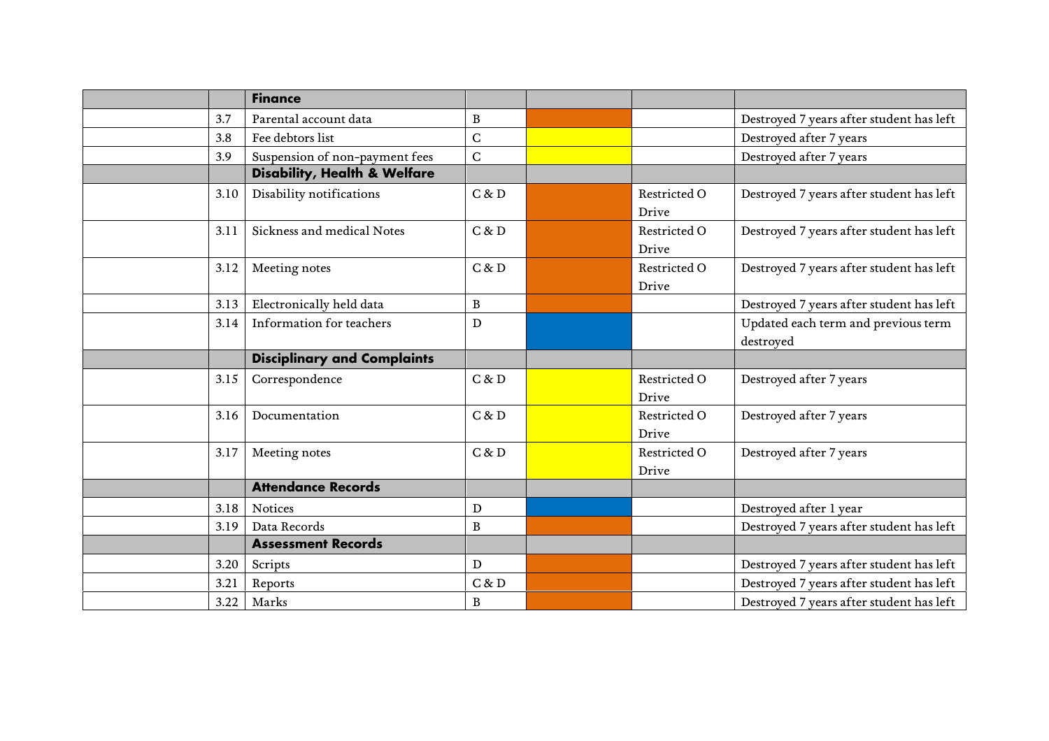| | | | | | | |
|---|---|---|---|---|---|---|
| | | **Finance** | | | | |
| | 3.7 | Parental account data | B | | | Destroyed 7 years after student has left |
| | 3.8 | Fee debtors list | C | | | Destroyed after 7 years |
| | 3.9 | Suspension of non-payment fees | C | | | Destroyed after 7 years |
| | | **Disability, Health & Welfare** | | | | |
| | 3.10 | Disability notifications | C & D | | Restricted O Drive | Destroyed 7 years after student has left |
| | 3.11 | Sickness and medical Notes | C & D | | Restricted O Drive | Destroyed 7 years after student has left |
| | 3.12 | Meeting notes | C & D | | Restricted O Drive | Destroyed 7 years after student has left |
| | 3.13 | Electronically held data | B | | | Destroyed 7 years after student has left |
| | 3.14 | Information for teachers | D | | | Updated each term and previous term destroyed |
| | | **Disciplinary and Complaints** | | | | |
| | 3.15 | Correspondence | C & D | | Restricted O Drive | Destroyed after 7 years |
| | 3.16 | Documentation | C & D | | Restricted O Drive | Destroyed after 7 years |
| | 3.17 | Meeting notes | C & D | | Restricted O Drive | Destroyed after 7 years |
| | | **Attendance Records** | | | | |
| | 3.18 | Notices | D | | | Destroyed after 1 year |
| | 3.19 | Data Records | B | | | Destroyed 7 years after student has left |
| | | **Assessment Records** | | | | |
| | 3.20 | Scripts | D | | | Destroyed 7 years after student has left |
| | 3.21 | Reports | C & D | | | Destroyed 7 years after student has left |
| | 3.22 | Marks | B | | | Destroyed 7 years after student has left |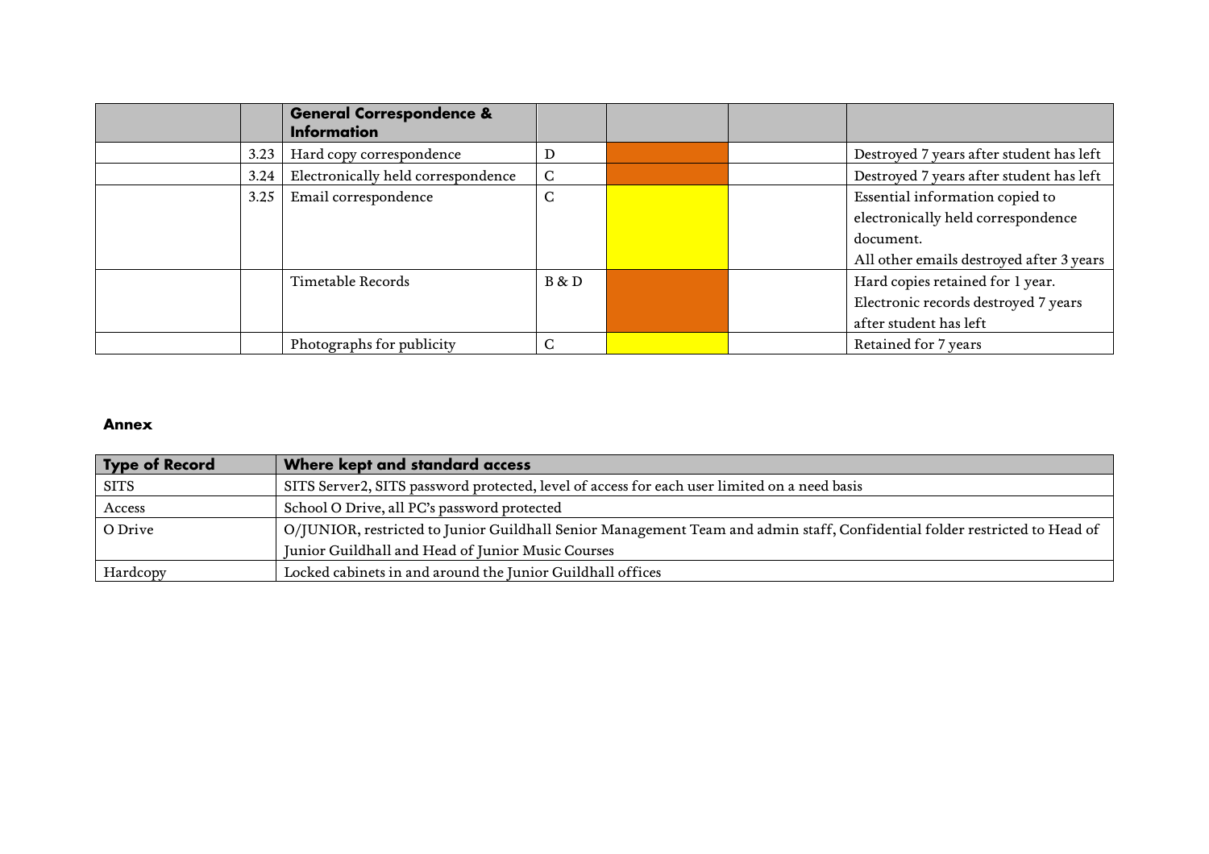| | | General Correspondence & Information | | | | |
|---|---|---|---|---|---|---|
| | 3.23 | Hard copy correspondence | D | | | Destroyed 7 years after student has left |
| | 3.24 | Electronically held correspondence | C | | | Destroyed 7 years after student has left |
| | 3.25 | Email correspondence | C | | | Essential information copied to electronically held correspondence document.<br>All other emails destroyed after 3 years |
| | | Timetable Records | B & D | | | Hard copies retained for 1 year.<br>Electronic records destroyed 7 years after student has left |
| | | Photographs for publicity | C | | | Retained for 7 years |

**Annex**

| Type of Record | Where kept and standard access |
|---|---|
| SITS | SITS Server2, SITS password protected, level of access for each user limited on a need basis |
| Access | School O Drive, all PC's password protected |
| O Drive | O/JUNIOR, restricted to Junior Guildhall Senior Management Team and admin staff, Confidential folder restricted to Head of Junior Guildhall and Head of Junior Music Courses |
| Hardcopy | Locked cabinets in and around the Junior Guildhall offices |